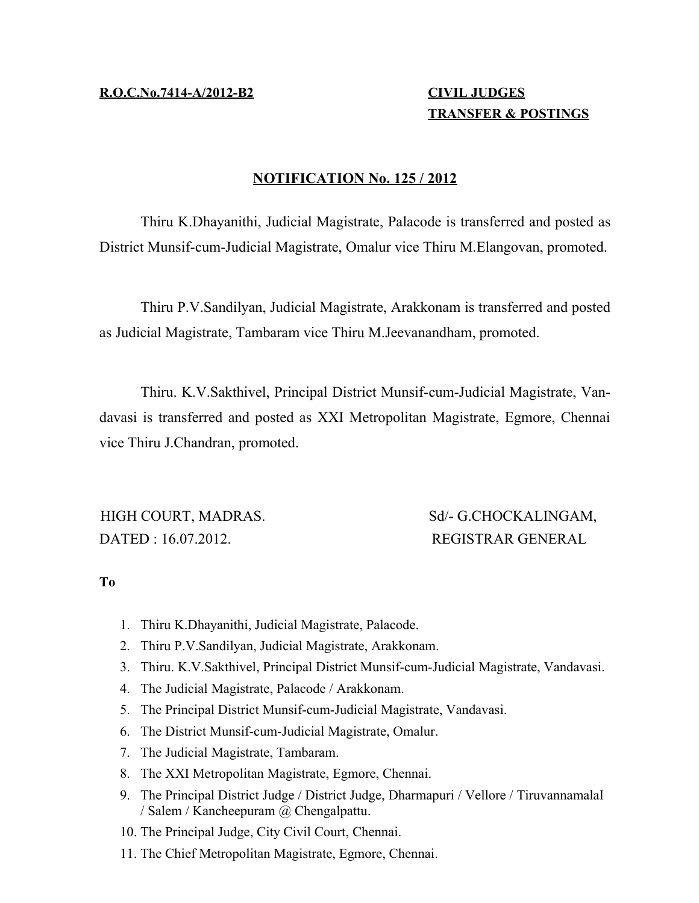**R.O.C.No.7414-A/2012-B2**

**CIVIL JUDGES**
**TRANSFER & POSTINGS**

## NOTIFICATION No. 125 / 2012

Thiru K.Dhayanithi, Judicial Magistrate, Palacode is transferred and posted as District Munsif-cum-Judicial Magistrate, Omalur vice Thiru M.Elangovan, promoted.

Thiru P.V.Sandilyan, Judicial Magistrate, Arakkonam is transferred and posted as Judicial Magistrate, Tambaram vice Thiru M.Jeevanandham, promoted.

Thiru. K.V.Sakthivel, Principal District Munsif-cum-Judicial Magistrate, Vandavasi is transferred and posted as XXI Metropolitan Magistrate, Egmore, Chennai vice Thiru J.Chandran, promoted.

HIGH COURT, MADRAS.
DATED : 16.07.2012.

Sd/- G.CHOCKALINGAM,
REGISTRAR GENERAL

**To**

1. Thiru K.Dhayanithi, Judicial Magistrate, Palacode.
2. Thiru P.V.Sandilyan, Judicial Magistrate, Arakkonam.
3. Thiru. K.V.Sakthivel, Principal District Munsif-cum-Judicial Magistrate, Vandavasi.
4. The Judicial Magistrate, Palacode / Arakkonam.
5. The Principal District Munsif-cum-Judicial Magistrate, Vandavasi.
6. The District Munsif-cum-Judicial Magistrate, Omalur.
7. The Judicial Magistrate, Tambaram.
8. The XXI Metropolitan Magistrate, Egmore, Chennai.
9. The Principal District Judge / District Judge, Dharmapuri / Vellore / TiruvannamalaI / Salem / Kancheepuram @ Chengalpattu.
10. The Principal Judge, City Civil Court, Chennai.
11. The Chief Metropolitan Magistrate, Egmore, Chennai.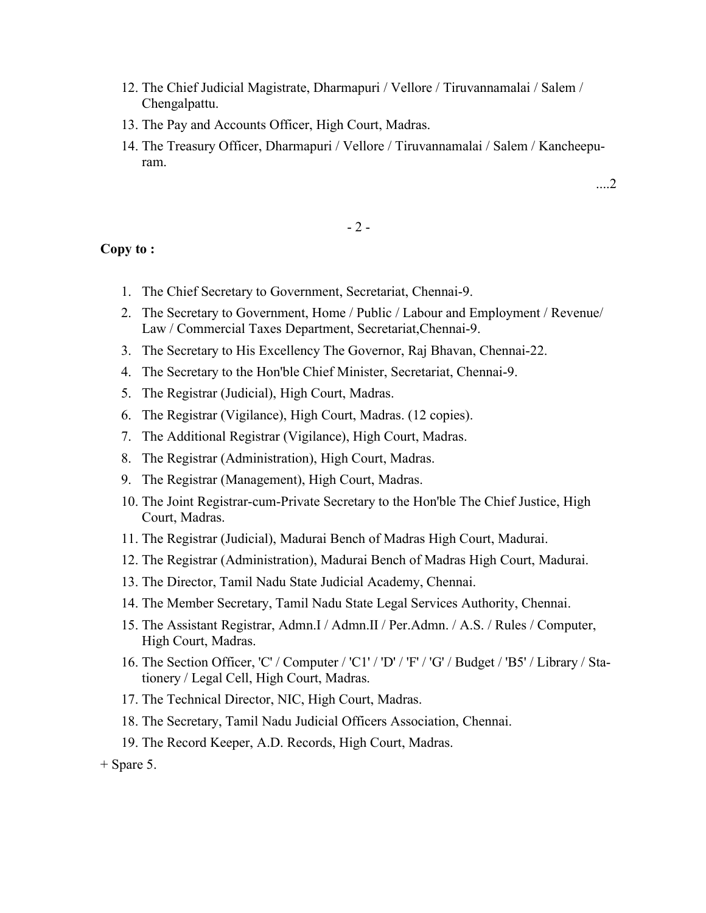12. The Chief Judicial Magistrate, Dharmapuri / Vellore / Tiruvannamalai / Salem / Chengalpattu.
13. The Pay and Accounts Officer, High Court, Madras.
14. The Treasury Officer, Dharmapuri / Vellore / Tiruvannamalai / Salem / Kancheepuram.

....2

**Copy to :**

1. The Chief Secretary to Government, Secretariat, Chennai-9.
2. The Secretary to Government, Home / Public / Labour and Employment / Revenue/ Law / Commercial Taxes Department, Secretariat,Chennai-9.
3. The Secretary to His Excellency The Governor, Raj Bhavan, Chennai-22.
4. The Secretary to the Hon'ble Chief Minister, Secretariat, Chennai-9.
5. The Registrar (Judicial), High Court, Madras.
6. The Registrar (Vigilance), High Court, Madras. (12 copies).
7. The Additional Registrar (Vigilance), High Court, Madras.
8. The Registrar (Administration), High Court, Madras.
9. The Registrar (Management), High Court, Madras.
10. The Joint Registrar-cum-Private Secretary to the Hon'ble The Chief Justice, High Court, Madras.
11. The Registrar (Judicial), Madurai Bench of Madras High Court, Madurai.
12. The Registrar (Administration), Madurai Bench of Madras High Court, Madurai.
13. The Director, Tamil Nadu State Judicial Academy, Chennai.
14. The Member Secretary, Tamil Nadu State Legal Services Authority, Chennai.
15. The Assistant Registrar, Admn.I / Admn.II / Per.Admn. / A.S. / Rules / Computer, High Court, Madras.
16. The Section Officer, 'C' / Computer / 'C1' / 'D' / 'F' / 'G' / Budget / 'B5' / Library / Stationery / Legal Cell, High Court, Madras.
17. The Technical Director, NIC, High Court, Madras.
18. The Secretary, Tamil Nadu Judicial Officers Association, Chennai.
19. The Record Keeper, A.D. Records, High Court, Madras.

+ Spare 5.